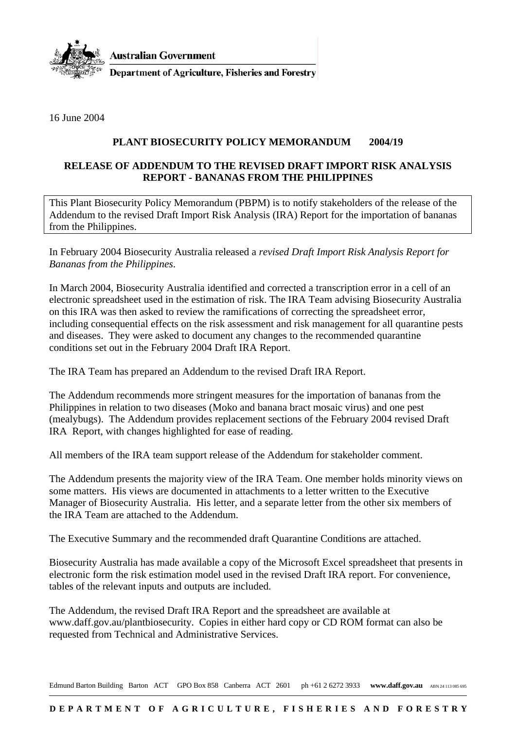Australian Government

Department of Agriculture, Fisheries and Forestry

16 June 2004

**PLANT BIOSECURITY POLICY MEMORANDUM 2004/19**

**RELEASE OF ADDENDUM TO THE REVISED DRAFT IMPORT RISK ANALYSIS REPORT - BANANAS FROM THE PHILIPPINES**

This Plant Biosecurity Policy Memorandum (PBPM) is to notify stakeholders of the release of the Addendum to the revised Draft Import Risk Analysis (IRA) Report for the importation of bananas from the Philippines.

In February 2004 Biosecurity Australia released a *revised Draft Import Risk Analysis Report for Bananas from the Philippines*.

In March 2004, Biosecurity Australia identified and corrected a transcription error in a cell of an electronic spreadsheet used in the estimation of risk. The IRA Team advising Biosecurity Australia on this IRA was then asked to review the ramifications of correcting the spreadsheet error, including consequential effects on the risk assessment and risk management for all quarantine pests and diseases. They were asked to document any changes to the recommended quarantine conditions set out in the February 2004 Draft IRA Report.

The IRA Team has prepared an Addendum to the revised Draft IRA Report.

The Addendum recommends more stringent measures for the importation of bananas from the Philippines in relation to two diseases (Moko and banana bract mosaic virus) and one pest (mealybugs). The Addendum provides replacement sections of the February 2004 revised Draft IRA Report, with changes highlighted for ease of reading.

All members of the IRA team support release of the Addendum for stakeholder comment.

The Addendum presents the majority view of the IRA Team. One member holds minority views on some matters. His views are documented in attachments to a letter written to the Executive Manager of Biosecurity Australia. His letter, and a separate letter from the other six members of the IRA Team are attached to the Addendum.

The Executive Summary and the recommended draft Quarantine Conditions are attached.

Biosecurity Australia has made available a copy of the Microsoft Excel spreadsheet that presents in electronic form the risk estimation model used in the revised Draft IRA report. For convenience, tables of the relevant inputs and outputs are included.

The Addendum, the revised Draft IRA Report and the spreadsheet are available at www.daff.gov.au/plantbiosecurity. Copies in either hard copy or CD ROM format can also be requested from Technical and Administrative Services.

Edmund Barton Building Barton ACT GPO Box 858 Canberra ACT 2601 ph +61 2 6272 3933 **www.daff.gov.au** ABN 24 113 085 695

**DEPARTMENT OF AGRICULTURE, FISHERIES AND FORESTRY**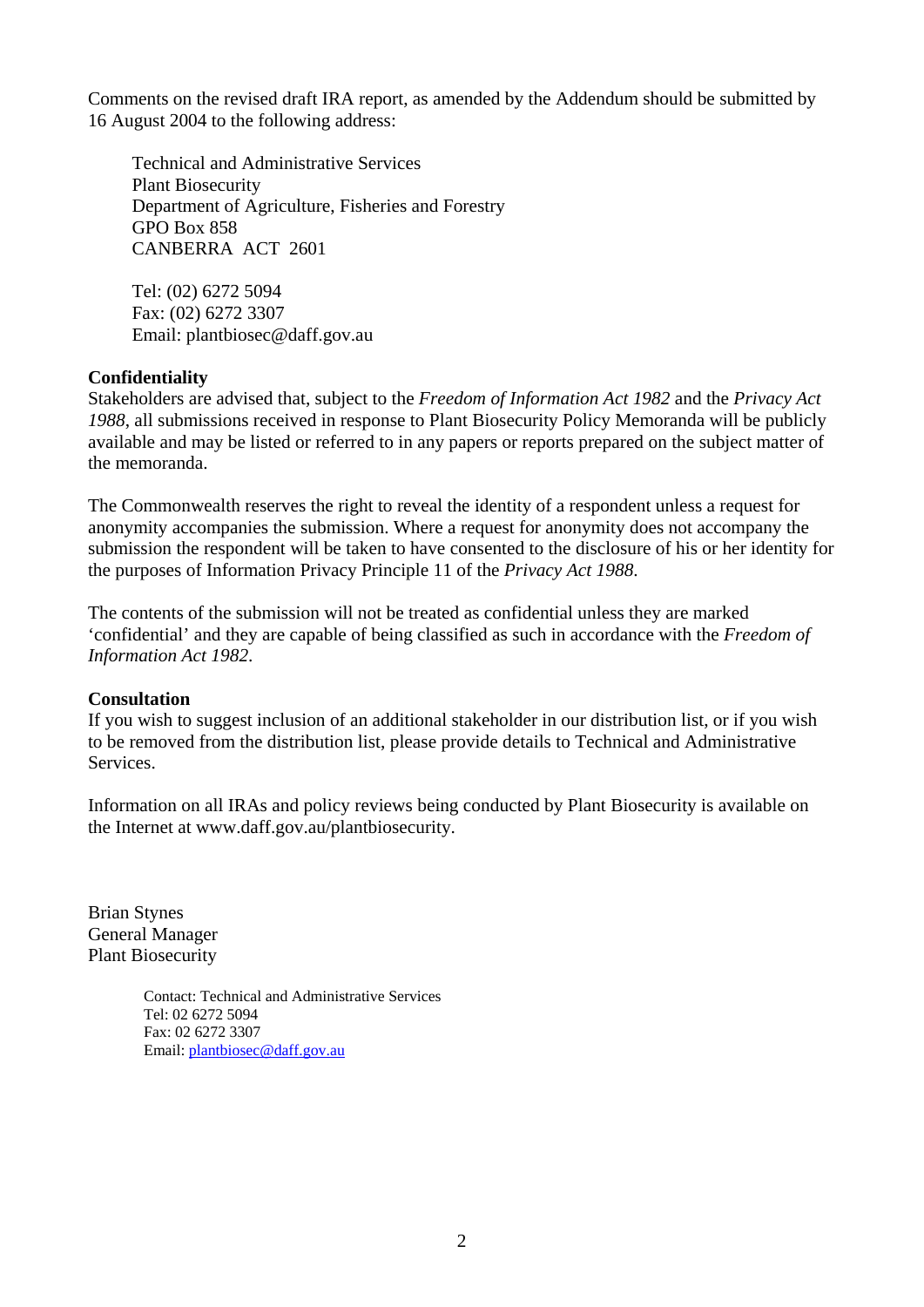Comments on the revised draft IRA report, as amended by the Addendum should be submitted by 16 August 2004 to the following address:

Technical and Administrative Services
Plant Biosecurity
Department of Agriculture, Fisheries and Forestry
GPO Box 858
CANBERRA ACT 2601

Tel: (02) 6272 5094
Fax: (02) 6272 3307
Email: plantbiosec@daff.gov.au

**Confidentiality**

Stakeholders are advised that, subject to the *Freedom of Information Act 1982* and the *Privacy Act 1988*, all submissions received in response to Plant Biosecurity Policy Memoranda will be publicly available and may be listed or referred to in any papers or reports prepared on the subject matter of the memoranda.

The Commonwealth reserves the right to reveal the identity of a respondent unless a request for anonymity accompanies the submission. Where a request for anonymity does not accompany the submission the respondent will be taken to have consented to the disclosure of his or her identity for the purposes of Information Privacy Principle 11 of the *Privacy Act 1988*.

The contents of the submission will not be treated as confidential unless they are marked 'confidential' and they are capable of being classified as such in accordance with the *Freedom of Information Act 1982*.

**Consultation**

If you wish to suggest inclusion of an additional stakeholder in our distribution list, or if you wish to be removed from the distribution list, please provide details to Technical and Administrative Services.

Information on all IRAs and policy reviews being conducted by Plant Biosecurity is available on the Internet at www.daff.gov.au/plantbiosecurity.

Brian Stynes
General Manager
Plant Biosecurity

Contact: Technical and Administrative Services
Tel: 02 6272 5094
Fax: 02 6272 3307
Email: plantbiosec@daff.gov.au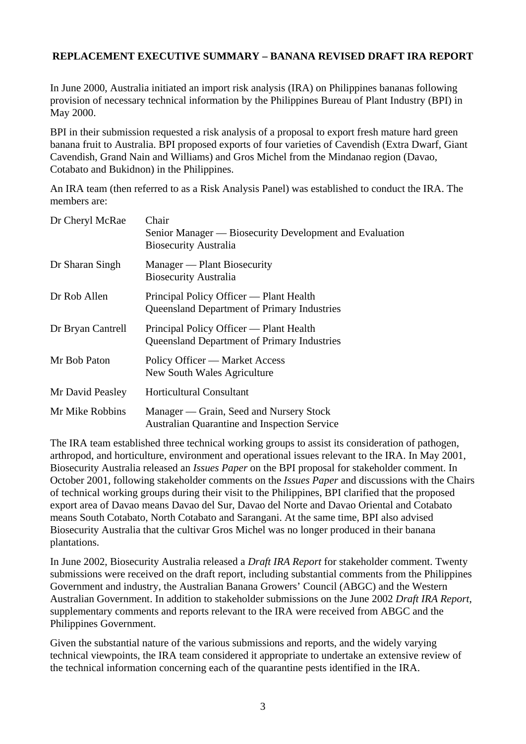**REPLACEMENT EXECUTIVE SUMMARY – BANANA REVISED DRAFT IRA REPORT**

In June 2000, Australia initiated an import risk analysis (IRA) on Philippines bananas following provision of necessary technical information by the Philippines Bureau of Plant Industry (BPI) in May 2000.

BPI in their submission requested a risk analysis of a proposal to export fresh mature hard green banana fruit to Australia. BPI proposed exports of four varieties of Cavendish (Extra Dwarf, Giant Cavendish, Grand Nain and Williams) and Gros Michel from the Mindanao region (Davao, Cotabato and Bukidnon) in the Philippines.

An IRA team (then referred to as a Risk Analysis Panel) was established to conduct the IRA. The members are:

| | |
|---|---|
| Dr Cheryl McRae | Chair<br>Senior Manager — Biosecurity Development and Evaluation<br>Biosecurity Australia |
| Dr Sharan Singh | Manager — Plant Biosecurity<br>Biosecurity Australia |
| Dr Rob Allen | Principal Policy Officer — Plant Health<br>Queensland Department of Primary Industries |
| Dr Bryan Cantrell | Principal Policy Officer — Plant Health<br>Queensland Department of Primary Industries |
| Mr Bob Paton | Policy Officer — Market Access<br>New South Wales Agriculture |
| Mr David Peasley | Horticultural Consultant |
| Mr Mike Robbins | Manager — Grain, Seed and Nursery Stock<br>Australian Quarantine and Inspection Service |

The IRA team established three technical working groups to assist its consideration of pathogen, arthropod, and horticulture, environment and operational issues relevant to the IRA. In May 2001, Biosecurity Australia released an *Issues Paper* on the BPI proposal for stakeholder comment. In October 2001, following stakeholder comments on the *Issues Paper* and discussions with the Chairs of technical working groups during their visit to the Philippines, BPI clarified that the proposed export area of Davao means Davao del Sur, Davao del Norte and Davao Oriental and Cotabato means South Cotabato, North Cotabato and Sarangani. At the same time, BPI also advised Biosecurity Australia that the cultivar Gros Michel was no longer produced in their banana plantations.

In June 2002, Biosecurity Australia released a *Draft IRA Report* for stakeholder comment. Twenty submissions were received on the draft report, including substantial comments from the Philippines Government and industry, the Australian Banana Growers' Council (ABGC) and the Western Australian Government. In addition to stakeholder submissions on the June 2002 *Draft IRA Report*, supplementary comments and reports relevant to the IRA were received from ABGC and the Philippines Government.

Given the substantial nature of the various submissions and reports, and the widely varying technical viewpoints, the IRA team considered it appropriate to undertake an extensive review of the technical information concerning each of the quarantine pests identified in the IRA.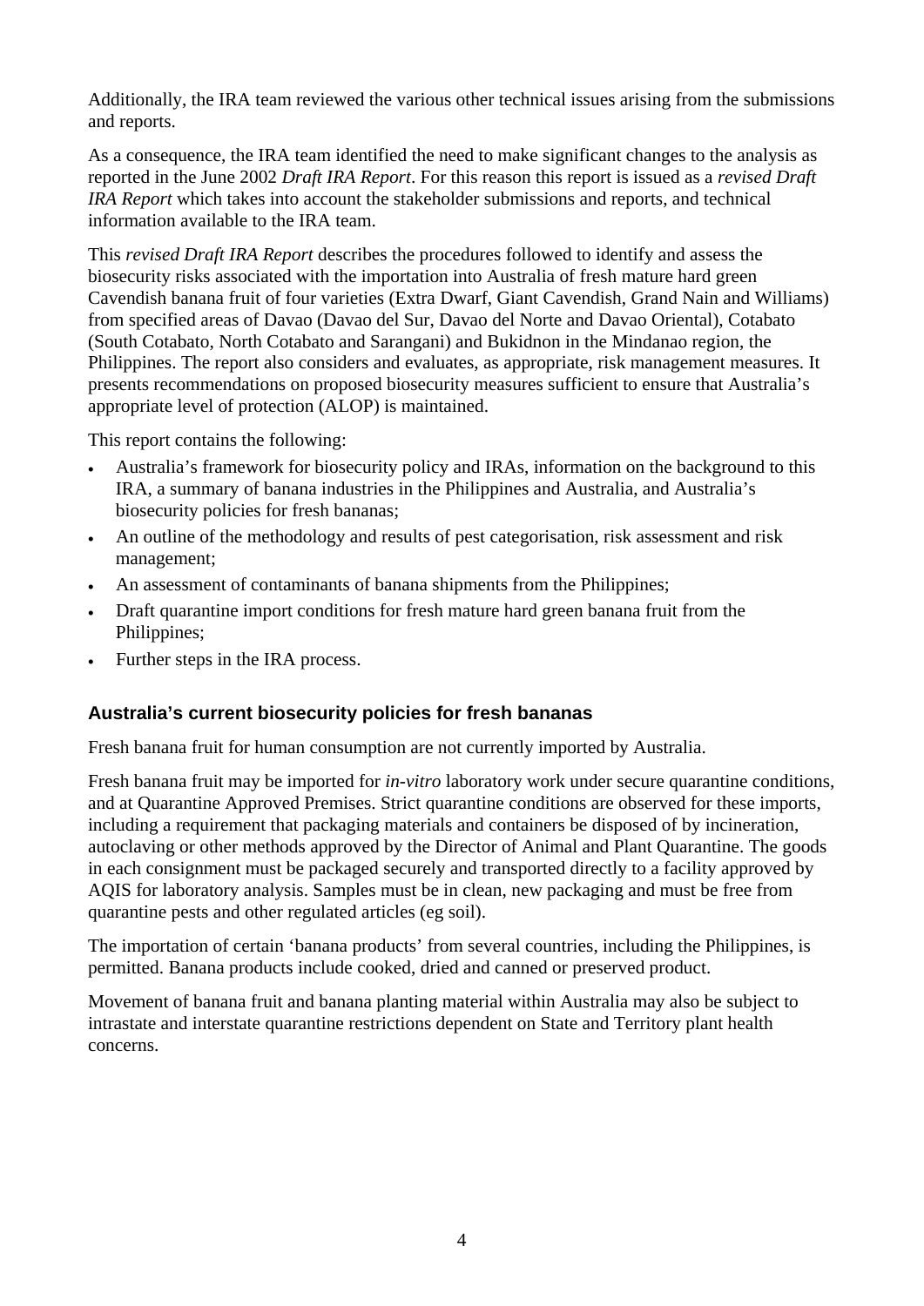Additionally, the IRA team reviewed the various other technical issues arising from the submissions and reports.

As a consequence, the IRA team identified the need to make significant changes to the analysis as reported in the June 2002 *Draft IRA Report*. For this reason this report is issued as a *revised Draft IRA Report* which takes into account the stakeholder submissions and reports, and technical information available to the IRA team.

This *revised Draft IRA Report* describes the procedures followed to identify and assess the biosecurity risks associated with the importation into Australia of fresh mature hard green Cavendish banana fruit of four varieties (Extra Dwarf, Giant Cavendish, Grand Nain and Williams) from specified areas of Davao (Davao del Sur, Davao del Norte and Davao Oriental), Cotabato (South Cotabato, North Cotabato and Sarangani) and Bukidnon in the Mindanao region, the Philippines. The report also considers and evaluates, as appropriate, risk management measures. It presents recommendations on proposed biosecurity measures sufficient to ensure that Australia's appropriate level of protection (ALOP) is maintained.

This report contains the following:

- Australia's framework for biosecurity policy and IRAs, information on the background to this IRA, a summary of banana industries in the Philippines and Australia, and Australia's biosecurity policies for fresh bananas;
- An outline of the methodology and results of pest categorisation, risk assessment and risk management;
- An assessment of contaminants of banana shipments from the Philippines;
- Draft quarantine import conditions for fresh mature hard green banana fruit from the Philippines;
- Further steps in the IRA process.

### Australia's current biosecurity policies for fresh bananas

Fresh banana fruit for human consumption are not currently imported by Australia.

Fresh banana fruit may be imported for *in-vitro* laboratory work under secure quarantine conditions, and at Quarantine Approved Premises. Strict quarantine conditions are observed for these imports, including a requirement that packaging materials and containers be disposed of by incineration, autoclaving or other methods approved by the Director of Animal and Plant Quarantine. The goods in each consignment must be packaged securely and transported directly to a facility approved by AQIS for laboratory analysis. Samples must be in clean, new packaging and must be free from quarantine pests and other regulated articles (eg soil).

The importation of certain 'banana products' from several countries, including the Philippines, is permitted. Banana products include cooked, dried and canned or preserved product.

Movement of banana fruit and banana planting material within Australia may also be subject to intrastate and interstate quarantine restrictions dependent on State and Territory plant health concerns.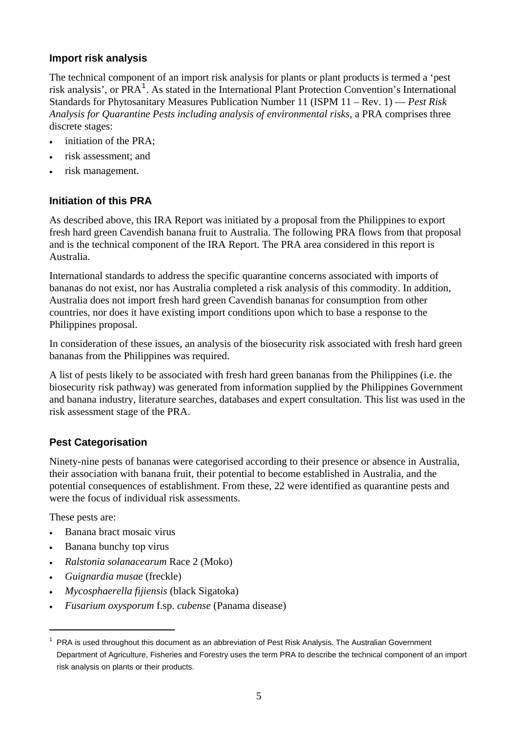### Import risk analysis

The technical component of an import risk analysis for plants or plant products is termed a 'pest risk analysis', or PRA[1]. As stated in the International Plant Protection Convention's International Standards for Phytosanitary Measures Publication Number 11 (ISPM 11 – Rev. 1) — *Pest Risk Analysis for Quarantine Pests including analysis of environmental risks*, a PRA comprises three discrete stages:

- initiation of the PRA;
- risk assessment; and
- risk management.

### Initiation of this PRA

As described above, this IRA Report was initiated by a proposal from the Philippines to export fresh hard green Cavendish banana fruit to Australia. The following PRA flows from that proposal and is the technical component of the IRA Report. The PRA area considered in this report is Australia.

International standards to address the specific quarantine concerns associated with imports of bananas do not exist, nor has Australia completed a risk analysis of this commodity. In addition, Australia does not import fresh hard green Cavendish bananas for consumption from other countries, nor does it have existing import conditions upon which to base a response to the Philippines proposal.

In consideration of these issues, an analysis of the biosecurity risk associated with fresh hard green bananas from the Philippines was required.

A list of pests likely to be associated with fresh hard green bananas from the Philippines (i.e. the biosecurity risk pathway) was generated from information supplied by the Philippines Government and banana industry, literature searches, databases and expert consultation. This list was used in the risk assessment stage of the PRA.

### Pest Categorisation

Ninety-nine pests of bananas were categorised according to their presence or absence in Australia, their association with banana fruit, their potential to become established in Australia, and the potential consequences of establishment. From these, 22 were identified as quarantine pests and were the focus of individual risk assessments.

These pests are:

- Banana bract mosaic virus
- Banana bunchy top virus
- *Ralstonia solanacearum* Race 2 (Moko)
- *Guignardia musae* (freckle)
- *Mycosphaerella fijiensis* (black Sigatoka)
- *Fusarium oxysporum* f.sp. *cubense* (Panama disease)

[1] PRA is used throughout this document as an abbreviation of Pest Risk Analysis. The Australian Government Department of Agriculture, Fisheries and Forestry uses the term PRA to describe the technical component of an import risk analysis on plants or their products.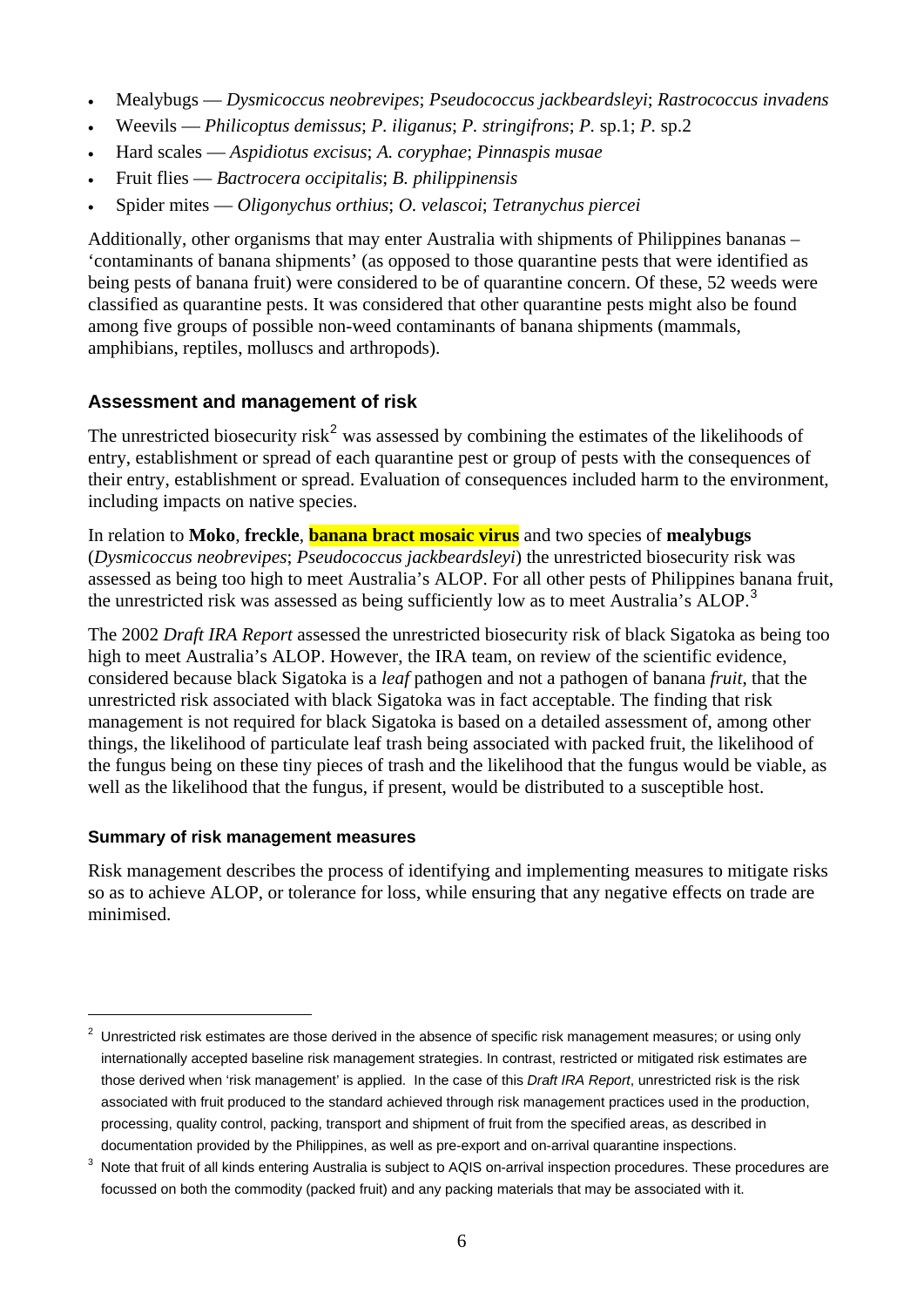- Mealybugs — *Dysmicoccus neobrevipes*; *Pseudococcus jackbeardsleyi*; *Rastrococcus invadens*
- Weevils — *Philicoptus demissus*; *P. iliganus*; *P. stringifrons*; *P.* sp.1; *P.* sp.2
- Hard scales — *Aspidiotus excisus*; *A. coryphae*; *Pinnaspis musae*
- Fruit flies — *Bactrocera occipitalis*; *B. philippinensis*
- Spider mites — *Oligonychus orthius*; *O. velascoi*; *Tetranychus piercei*

Additionally, other organisms that may enter Australia with shipments of Philippines bananas – 'contaminants of banana shipments' (as opposed to those quarantine pests that were identified as being pests of banana fruit) were considered to be of quarantine concern. Of these, 52 weeds were classified as quarantine pests. It was considered that other quarantine pests might also be found among five groups of possible non-weed contaminants of banana shipments (mammals, amphibians, reptiles, molluscs and arthropods).

## Assessment and management of risk

The unrestricted biosecurity risk[2] was assessed by combining the estimates of the likelihoods of entry, establishment or spread of each quarantine pest or group of pests with the consequences of their entry, establishment or spread. Evaluation of consequences included harm to the environment, including impacts on native species.

In relation to **Moko**, **freckle**, **banana bract mosaic virus** and two species of **mealybugs** (*Dysmicoccus neobrevipes*; *Pseudococcus jackbeardsleyi*) the unrestricted biosecurity risk was assessed as being too high to meet Australia's ALOP. For all other pests of Philippines banana fruit, the unrestricted risk was assessed as being sufficiently low as to meet Australia's ALOP.[3]

The 2002 *Draft IRA Report* assessed the unrestricted biosecurity risk of black Sigatoka as being too high to meet Australia's ALOP. However, the IRA team, on review of the scientific evidence, considered because black Sigatoka is a *leaf* pathogen and not a pathogen of banana *fruit*, that the unrestricted risk associated with black Sigatoka was in fact acceptable. The finding that risk management is not required for black Sigatoka is based on a detailed assessment of, among other things, the likelihood of particulate leaf trash being associated with packed fruit, the likelihood of the fungus being on these tiny pieces of trash and the likelihood that the fungus would be viable, as well as the likelihood that the fungus, if present, would be distributed to a susceptible host.

### Summary of risk management measures

Risk management describes the process of identifying and implementing measures to mitigate risks so as to achieve ALOP, or tolerance for loss, while ensuring that any negative effects on trade are minimised.

---

[2] Unrestricted risk estimates are those derived in the absence of specific risk management measures; or using only internationally accepted baseline risk management strategies. In contrast, restricted or mitigated risk estimates are those derived when 'risk management' is applied. In the case of this *Draft IRA Report*, unrestricted risk is the risk associated with fruit produced to the standard achieved through risk management practices used in the production, processing, quality control, packing, transport and shipment of fruit from the specified areas, as described in documentation provided by the Philippines, as well as pre-export and on-arrival quarantine inspections.

[3] Note that fruit of all kinds entering Australia is subject to AQIS on-arrival inspection procedures. These procedures are focussed on both the commodity (packed fruit) and any packing materials that may be associated with it.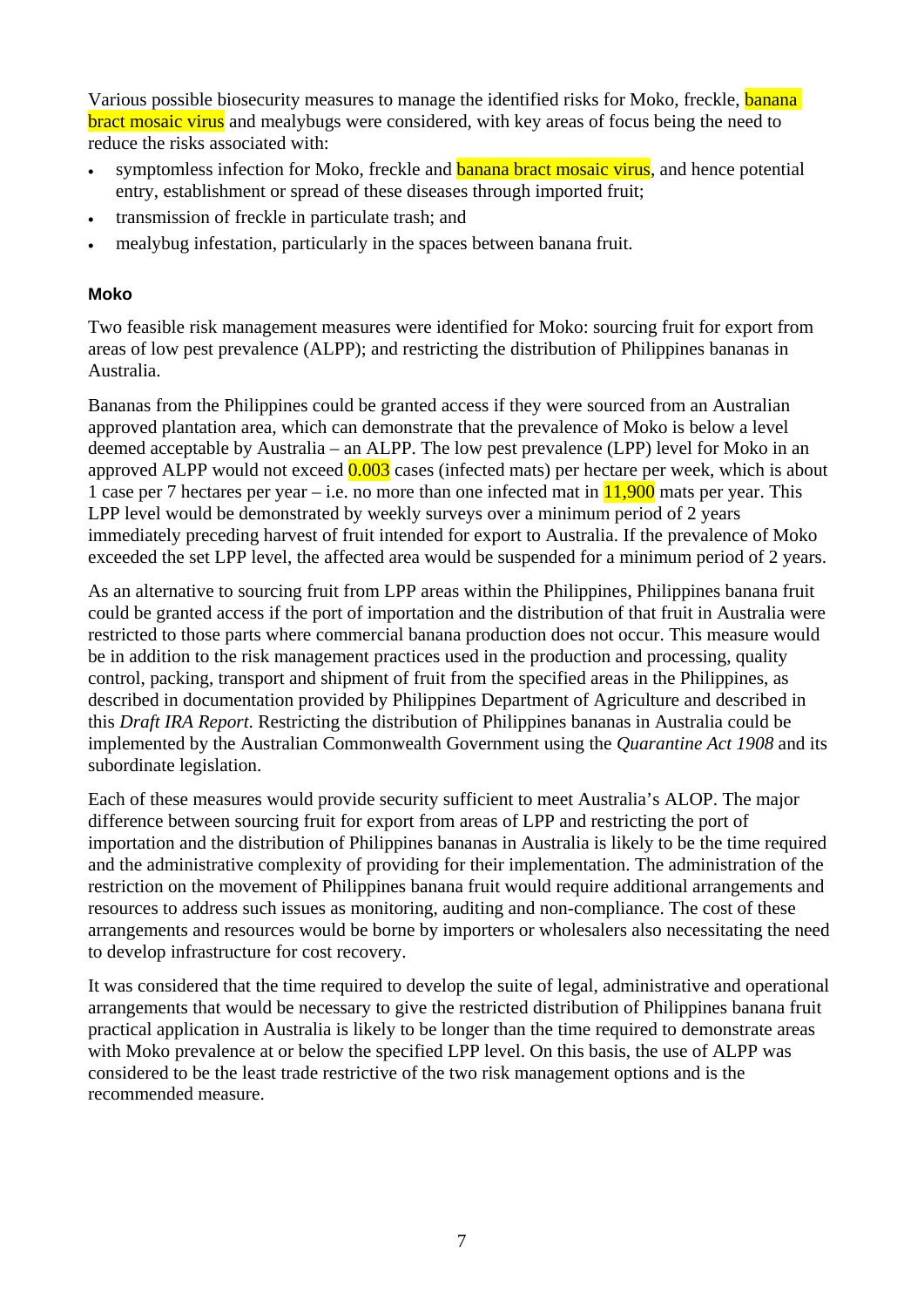Various possible biosecurity measures to manage the identified risks for Moko, freckle, banana bract mosaic virus and mealybugs were considered, with key areas of focus being the need to reduce the risks associated with:

- symptomless infection for Moko, freckle and banana bract mosaic virus, and hence potential entry, establishment or spread of these diseases through imported fruit;
- transmission of freckle in particulate trash; and
- mealybug infestation, particularly in the spaces between banana fruit.

### Moko

Two feasible risk management measures were identified for Moko: sourcing fruit for export from areas of low pest prevalence (ALPP); and restricting the distribution of Philippines bananas in Australia.

Bananas from the Philippines could be granted access if they were sourced from an Australian approved plantation area, which can demonstrate that the prevalence of Moko is below a level deemed acceptable by Australia – an ALPP. The low pest prevalence (LPP) level for Moko in an approved ALPP would not exceed 0.003 cases (infected mats) per hectare per week, which is about 1 case per 7 hectares per year – i.e. no more than one infected mat in 11,900 mats per year. This LPP level would be demonstrated by weekly surveys over a minimum period of 2 years immediately preceding harvest of fruit intended for export to Australia. If the prevalence of Moko exceeded the set LPP level, the affected area would be suspended for a minimum period of 2 years.

As an alternative to sourcing fruit from LPP areas within the Philippines, Philippines banana fruit could be granted access if the port of importation and the distribution of that fruit in Australia were restricted to those parts where commercial banana production does not occur. This measure would be in addition to the risk management practices used in the production and processing, quality control, packing, transport and shipment of fruit from the specified areas in the Philippines, as described in documentation provided by Philippines Department of Agriculture and described in this *Draft IRA Report*. Restricting the distribution of Philippines bananas in Australia could be implemented by the Australian Commonwealth Government using the *Quarantine Act 1908* and its subordinate legislation.

Each of these measures would provide security sufficient to meet Australia's ALOP. The major difference between sourcing fruit for export from areas of LPP and restricting the port of importation and the distribution of Philippines bananas in Australia is likely to be the time required and the administrative complexity of providing for their implementation. The administration of the restriction on the movement of Philippines banana fruit would require additional arrangements and resources to address such issues as monitoring, auditing and non-compliance. The cost of these arrangements and resources would be borne by importers or wholesalers also necessitating the need to develop infrastructure for cost recovery.

It was considered that the time required to develop the suite of legal, administrative and operational arrangements that would be necessary to give the restricted distribution of Philippines banana fruit practical application in Australia is likely to be longer than the time required to demonstrate areas with Moko prevalence at or below the specified LPP level. On this basis, the use of ALPP was considered to be the least trade restrictive of the two risk management options and is the recommended measure.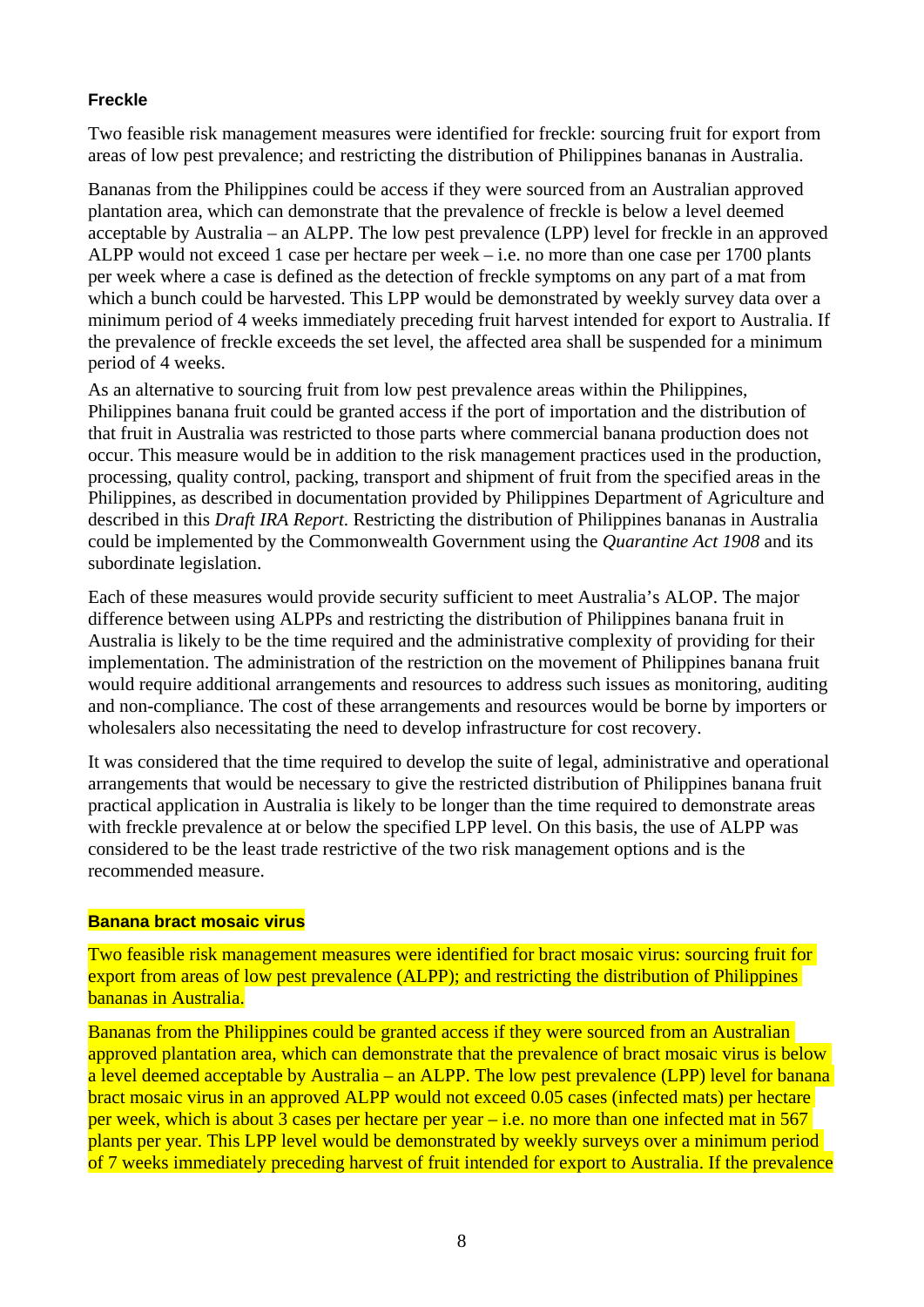**Freckle**

Two feasible risk management measures were identified for freckle: sourcing fruit for export from areas of low pest prevalence; and restricting the distribution of Philippines bananas in Australia.

Bananas from the Philippines could be access if they were sourced from an Australian approved plantation area, which can demonstrate that the prevalence of freckle is below a level deemed acceptable by Australia – an ALPP. The low pest prevalence (LPP) level for freckle in an approved ALPP would not exceed 1 case per hectare per week – i.e. no more than one case per 1700 plants per week where a case is defined as the detection of freckle symptoms on any part of a mat from which a bunch could be harvested. This LPP would be demonstrated by weekly survey data over a minimum period of 4 weeks immediately preceding fruit harvest intended for export to Australia. If the prevalence of freckle exceeds the set level, the affected area shall be suspended for a minimum period of 4 weeks.

As an alternative to sourcing fruit from low pest prevalence areas within the Philippines, Philippines banana fruit could be granted access if the port of importation and the distribution of that fruit in Australia was restricted to those parts where commercial banana production does not occur. This measure would be in addition to the risk management practices used in the production, processing, quality control, packing, transport and shipment of fruit from the specified areas in the Philippines, as described in documentation provided by Philippines Department of Agriculture and described in this *Draft IRA Report*. Restricting the distribution of Philippines bananas in Australia could be implemented by the Commonwealth Government using the *Quarantine Act 1908* and its subordinate legislation.

Each of these measures would provide security sufficient to meet Australia's ALOP. The major difference between using ALPPs and restricting the distribution of Philippines banana fruit in Australia is likely to be the time required and the administrative complexity of providing for their implementation. The administration of the restriction on the movement of Philippines banana fruit would require additional arrangements and resources to address such issues as monitoring, auditing and non-compliance. The cost of these arrangements and resources would be borne by importers or wholesalers also necessitating the need to develop infrastructure for cost recovery.

It was considered that the time required to develop the suite of legal, administrative and operational arrangements that would be necessary to give the restricted distribution of Philippines banana fruit practical application in Australia is likely to be longer than the time required to demonstrate areas with freckle prevalence at or below the specified LPP level. On this basis, the use of ALPP was considered to be the least trade restrictive of the two risk management options and is the recommended measure.

**Banana bract mosaic virus**

Two feasible risk management measures were identified for bract mosaic virus: sourcing fruit for export from areas of low pest prevalence (ALPP); and restricting the distribution of Philippines bananas in Australia.

Bananas from the Philippines could be granted access if they were sourced from an Australian approved plantation area, which can demonstrate that the prevalence of bract mosaic virus is below a level deemed acceptable by Australia – an ALPP. The low pest prevalence (LPP) level for banana bract mosaic virus in an approved ALPP would not exceed 0.05 cases (infected mats) per hectare per week, which is about 3 cases per hectare per year – i.e. no more than one infected mat in 567 plants per year. This LPP level would be demonstrated by weekly surveys over a minimum period of 7 weeks immediately preceding harvest of fruit intended for export to Australia. If the prevalence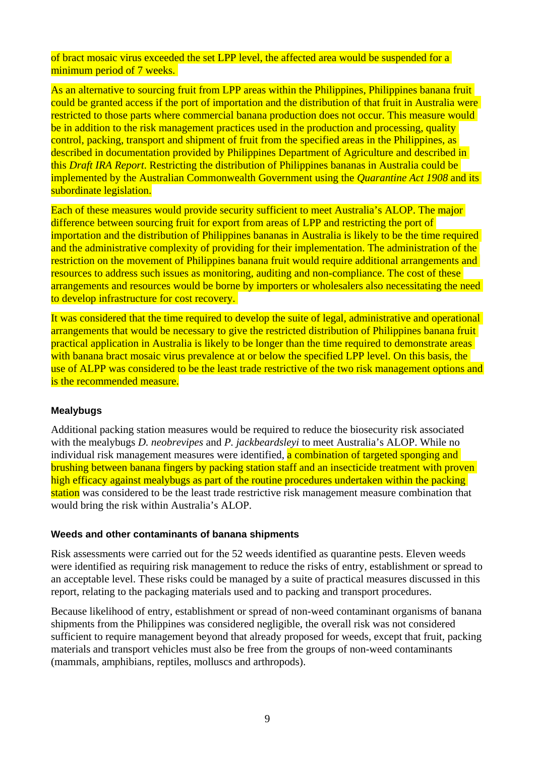of bract mosaic virus exceeded the set LPP level, the affected area would be suspended for a minimum period of 7 weeks.

As an alternative to sourcing fruit from LPP areas within the Philippines, Philippines banana fruit could be granted access if the port of importation and the distribution of that fruit in Australia were restricted to those parts where commercial banana production does not occur. This measure would be in addition to the risk management practices used in the production and processing, quality control, packing, transport and shipment of fruit from the specified areas in the Philippines, as described in documentation provided by Philippines Department of Agriculture and described in this *Draft IRA Report*. Restricting the distribution of Philippines bananas in Australia could be implemented by the Australian Commonwealth Government using the *Quarantine Act 1908* and its subordinate legislation.

Each of these measures would provide security sufficient to meet Australia's ALOP. The major difference between sourcing fruit for export from areas of LPP and restricting the port of importation and the distribution of Philippines bananas in Australia is likely to be the time required and the administrative complexity of providing for their implementation. The administration of the restriction on the movement of Philippines banana fruit would require additional arrangements and resources to address such issues as monitoring, auditing and non-compliance. The cost of these arrangements and resources would be borne by importers or wholesalers also necessitating the need to develop infrastructure for cost recovery.

It was considered that the time required to develop the suite of legal, administrative and operational arrangements that would be necessary to give the restricted distribution of Philippines banana fruit practical application in Australia is likely to be longer than the time required to demonstrate areas with banana bract mosaic virus prevalence at or below the specified LPP level. On this basis, the use of ALPP was considered to be the least trade restrictive of the two risk management options and is the recommended measure.

#### Mealybugs

Additional packing station measures would be required to reduce the biosecurity risk associated with the mealybugs *D. neobrevipes* and *P. jackbeardsleyi* to meet Australia's ALOP. While no individual risk management measures were identified, a combination of targeted sponging and brushing between banana fingers by packing station staff and an insecticide treatment with proven high efficacy against mealybugs as part of the routine procedures undertaken within the packing station was considered to be the least trade restrictive risk management measure combination that would bring the risk within Australia's ALOP.

#### Weeds and other contaminants of banana shipments

Risk assessments were carried out for the 52 weeds identified as quarantine pests. Eleven weeds were identified as requiring risk management to reduce the risks of entry, establishment or spread to an acceptable level. These risks could be managed by a suite of practical measures discussed in this report, relating to the packaging materials used and to packing and transport procedures.

Because likelihood of entry, establishment or spread of non-weed contaminant organisms of banana shipments from the Philippines was considered negligible, the overall risk was not considered sufficient to require management beyond that already proposed for weeds, except that fruit, packing materials and transport vehicles must also be free from the groups of non-weed contaminants (mammals, amphibians, reptiles, molluscs and arthropods).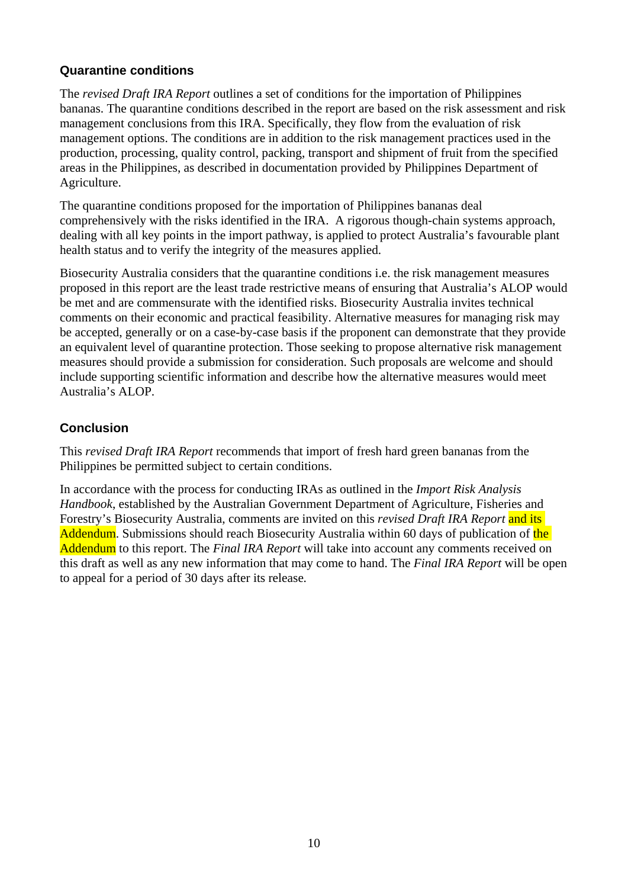## Quarantine conditions

The *revised Draft IRA Report* outlines a set of conditions for the importation of Philippines bananas. The quarantine conditions described in the report are based on the risk assessment and risk management conclusions from this IRA. Specifically, they flow from the evaluation of risk management options. The conditions are in addition to the risk management practices used in the production, processing, quality control, packing, transport and shipment of fruit from the specified areas in the Philippines, as described in documentation provided by Philippines Department of Agriculture.

The quarantine conditions proposed for the importation of Philippines bananas deal comprehensively with the risks identified in the IRA.  A rigorous though-chain systems approach, dealing with all key points in the import pathway, is applied to protect Australia's favourable plant health status and to verify the integrity of the measures applied.

Biosecurity Australia considers that the quarantine conditions i.e. the risk management measures proposed in this report are the least trade restrictive means of ensuring that Australia's ALOP would be met and are commensurate with the identified risks. Biosecurity Australia invites technical comments on their economic and practical feasibility. Alternative measures for managing risk may be accepted, generally or on a case-by-case basis if the proponent can demonstrate that they provide an equivalent level of quarantine protection. Those seeking to propose alternative risk management measures should provide a submission for consideration. Such proposals are welcome and should include supporting scientific information and describe how the alternative measures would meet Australia's ALOP.

## Conclusion

This *revised Draft IRA Report* recommends that import of fresh hard green bananas from the Philippines be permitted subject to certain conditions.

In accordance with the process for conducting IRAs as outlined in the *Import Risk Analysis Handbook*, established by the Australian Government Department of Agriculture, Fisheries and Forestry's Biosecurity Australia, comments are invited on this *revised Draft IRA Report* and its Addendum. Submissions should reach Biosecurity Australia within 60 days of publication of the Addendum to this report. The *Final IRA Report* will take into account any comments received on this draft as well as any new information that may come to hand. The *Final IRA Report* will be open to appeal for a period of 30 days after its release.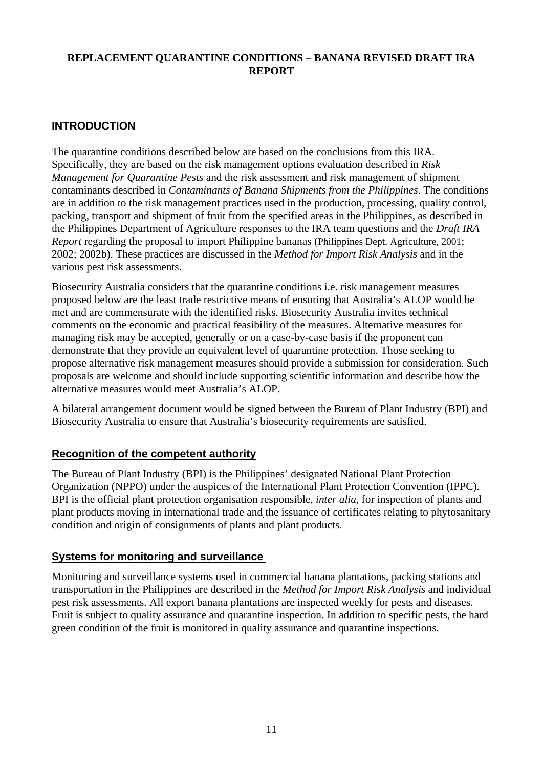**REPLACEMENT QUARANTINE CONDITIONS – BANANA REVISED DRAFT IRA REPORT**

## INTRODUCTION

The quarantine conditions described below are based on the conclusions from this IRA. Specifically, they are based on the risk management options evaluation described in *Risk Management for Quarantine Pests* and the risk assessment and risk management of shipment contaminants described in *Contaminants of Banana Shipments from the Philippines*. The conditions are in addition to the risk management practices used in the production, processing, quality control, packing, transport and shipment of fruit from the specified areas in the Philippines, as described in the Philippines Department of Agriculture responses to the IRA team questions and the *Draft IRA Report* regarding the proposal to import Philippine bananas (Philippines Dept. Agriculture, 2001; 2002; 2002b). These practices are discussed in the *Method for Import Risk Analysis* and in the various pest risk assessments.

Biosecurity Australia considers that the quarantine conditions i.e. risk management measures proposed below are the least trade restrictive means of ensuring that Australia's ALOP would be met and are commensurate with the identified risks. Biosecurity Australia invites technical comments on the economic and practical feasibility of the measures. Alternative measures for managing risk may be accepted, generally or on a case-by-case basis if the proponent can demonstrate that they provide an equivalent level of quarantine protection. Those seeking to propose alternative risk management measures should provide a submission for consideration. Such proposals are welcome and should include supporting scientific information and describe how the alternative measures would meet Australia's ALOP.

A bilateral arrangement document would be signed between the Bureau of Plant Industry (BPI) and Biosecurity Australia to ensure that Australia's biosecurity requirements are satisfied.

### Recognition of the competent authority

The Bureau of Plant Industry (BPI) is the Philippines' designated National Plant Protection Organization (NPPO) under the auspices of the International Plant Protection Convention (IPPC). BPI is the official plant protection organisation responsible, *inter alia*, for inspection of plants and plant products moving in international trade and the issuance of certificates relating to phytosanitary condition and origin of consignments of plants and plant products.

### Systems for monitoring and surveillance

Monitoring and surveillance systems used in commercial banana plantations, packing stations and transportation in the Philippines are described in the *Method for Import Risk Analysis* and individual pest risk assessments. All export banana plantations are inspected weekly for pests and diseases. Fruit is subject to quality assurance and quarantine inspection. In addition to specific pests, the hard green condition of the fruit is monitored in quality assurance and quarantine inspections.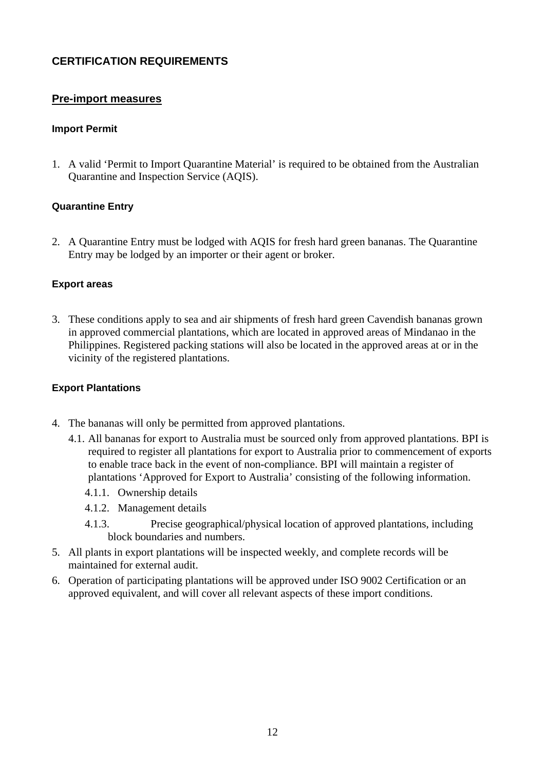## CERTIFICATION REQUIREMENTS

### Pre-import measures

#### Import Permit

1. A valid 'Permit to Import Quarantine Material' is required to be obtained from the Australian Quarantine and Inspection Service (AQIS).

#### Quarantine Entry

2. A Quarantine Entry must be lodged with AQIS for fresh hard green bananas. The Quarantine Entry may be lodged by an importer or their agent or broker.

#### Export areas

3. These conditions apply to sea and air shipments of fresh hard green Cavendish bananas grown in approved commercial plantations, which are located in approved areas of Mindanao in the Philippines. Registered packing stations will also be located in the approved areas at or in the vicinity of the registered plantations.

#### Export Plantations

4. The bananas will only be permitted from approved plantations.
   - 4.1. All bananas for export to Australia must be sourced only from approved plantations. BPI is required to register all plantations for export to Australia prior to commencement of exports to enable trace back in the event of non-compliance. BPI will maintain a register of plantations 'Approved for Export to Australia' consisting of the following information.
     - 4.1.1. Ownership details
     - 4.1.2. Management details
     - 4.1.3. Precise geographical/physical location of approved plantations, including block boundaries and numbers.
5. All plants in export plantations will be inspected weekly, and complete records will be maintained for external audit.
6. Operation of participating plantations will be approved under ISO 9002 Certification or an approved equivalent, and will cover all relevant aspects of these import conditions.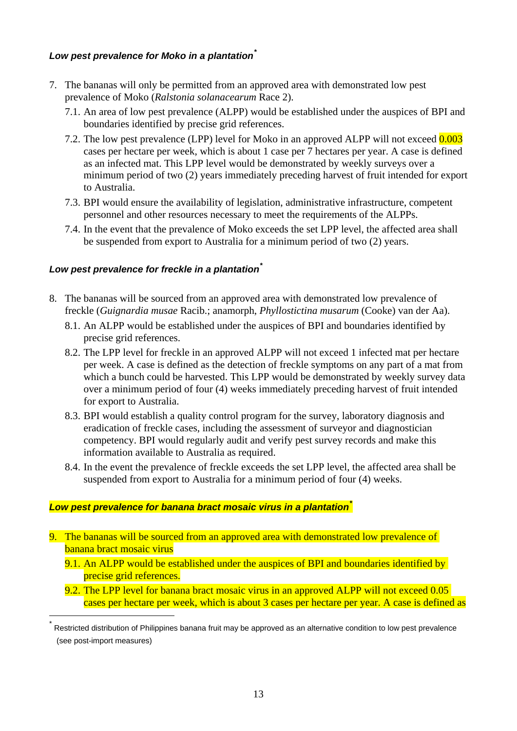***Low pest prevalence for Moko in a plantation****

7. The bananas will only be permitted from an approved area with demonstrated low pest prevalence of Moko (*Ralstonia solanacearum* Race 2).
   7.1. An area of low pest prevalence (ALPP) would be established under the auspices of BPI and boundaries identified by precise grid references.
   7.2. The low pest prevalence (LPP) level for Moko in an approved ALPP will not exceed 0.003 cases per hectare per week, which is about 1 case per 7 hectares per year. A case is defined as an infected mat. This LPP level would be demonstrated by weekly surveys over a minimum period of two (2) years immediately preceding harvest of fruit intended for export to Australia.
   7.3. BPI would ensure the availability of legislation, administrative infrastructure, competent personnel and other resources necessary to meet the requirements of the ALPPs.
   7.4. In the event that the prevalence of Moko exceeds the set LPP level, the affected area shall be suspended from export to Australia for a minimum period of two (2) years.

***Low pest prevalence for freckle in a plantation****

8. The bananas will be sourced from an approved area with demonstrated low prevalence of freckle (*Guignardia musae* Racib.; anamorph, *Phyllostictina musarum* (Cooke) van der Aa).
   8.1. An ALPP would be established under the auspices of BPI and boundaries identified by precise grid references.
   8.2. The LPP level for freckle in an approved ALPP will not exceed 1 infected mat per hectare per week. A case is defined as the detection of freckle symptoms on any part of a mat from which a bunch could be harvested. This LPP would be demonstrated by weekly survey data over a minimum period of four (4) weeks immediately preceding harvest of fruit intended for export to Australia.
   8.3. BPI would establish a quality control program for the survey, laboratory diagnosis and eradication of freckle cases, including the assessment of surveyor and diagnostician competency. BPI would regularly audit and verify pest survey records and make this information available to Australia as required.
   8.4. In the event the prevalence of freckle exceeds the set LPP level, the affected area shall be suspended from export to Australia for a minimum period of four (4) weeks.

***Low pest prevalence for banana bract mosaic virus in a plantation****

9. The bananas will be sourced from an approved area with demonstrated low prevalence of banana bract mosaic virus
   9.1. An ALPP would be established under the auspices of BPI and boundaries identified by precise grid references.
   9.2. The LPP level for banana bract mosaic virus in an approved ALPP will not exceed 0.05 cases per hectare per week, which is about 3 cases per hectare per year. A case is defined as

\* Restricted distribution of Philippines banana fruit may be approved as an alternative condition to low pest prevalence (see post-import measures)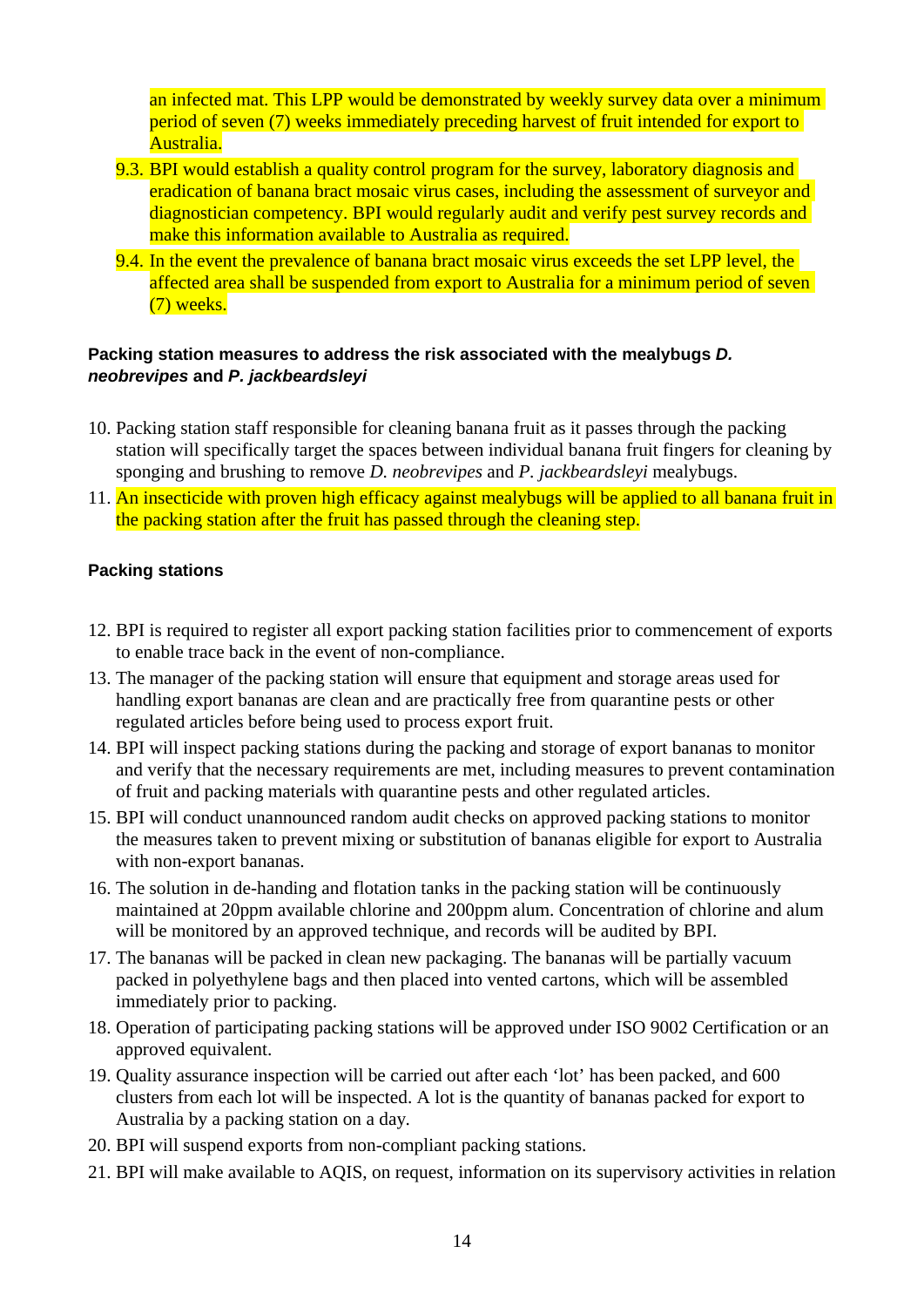an infected mat. This LPP would be demonstrated by weekly survey data over a minimum period of seven (7) weeks immediately preceding harvest of fruit intended for export to Australia.

9.3. BPI would establish a quality control program for the survey, laboratory diagnosis and eradication of banana bract mosaic virus cases, including the assessment of surveyor and diagnostician competency. BPI would regularly audit and verify pest survey records and make this information available to Australia as required.

9.4. In the event the prevalence of banana bract mosaic virus exceeds the set LPP level, the affected area shall be suspended from export to Australia for a minimum period of seven (7) weeks.

#### Packing station measures to address the risk associated with the mealybugs *D. neobrevipes* and *P. jackbeardsleyi*

10. Packing station staff responsible for cleaning banana fruit as it passes through the packing station will specifically target the spaces between individual banana fruit fingers for cleaning by sponging and brushing to remove *D. neobrevipes* and *P. jackbeardsleyi* mealybugs.
11. An insecticide with proven high efficacy against mealybugs will be applied to all banana fruit in the packing station after the fruit has passed through the cleaning step.

#### Packing stations

12. BPI is required to register all export packing station facilities prior to commencement of exports to enable trace back in the event of non-compliance.
13. The manager of the packing station will ensure that equipment and storage areas used for handling export bananas are clean and are practically free from quarantine pests or other regulated articles before being used to process export fruit.
14. BPI will inspect packing stations during the packing and storage of export bananas to monitor and verify that the necessary requirements are met, including measures to prevent contamination of fruit and packing materials with quarantine pests and other regulated articles.
15. BPI will conduct unannounced random audit checks on approved packing stations to monitor the measures taken to prevent mixing or substitution of bananas eligible for export to Australia with non-export bananas.
16. The solution in de-handing and flotation tanks in the packing station will be continuously maintained at 20ppm available chlorine and 200ppm alum. Concentration of chlorine and alum will be monitored by an approved technique, and records will be audited by BPI.
17. The bananas will be packed in clean new packaging. The bananas will be partially vacuum packed in polyethylene bags and then placed into vented cartons, which will be assembled immediately prior to packing.
18. Operation of participating packing stations will be approved under ISO 9002 Certification or an approved equivalent.
19. Quality assurance inspection will be carried out after each ‘lot’ has been packed, and 600 clusters from each lot will be inspected. A lot is the quantity of bananas packed for export to Australia by a packing station on a day.
20. BPI will suspend exports from non-compliant packing stations.
21. BPI will make available to AQIS, on request, information on its supervisory activities in relation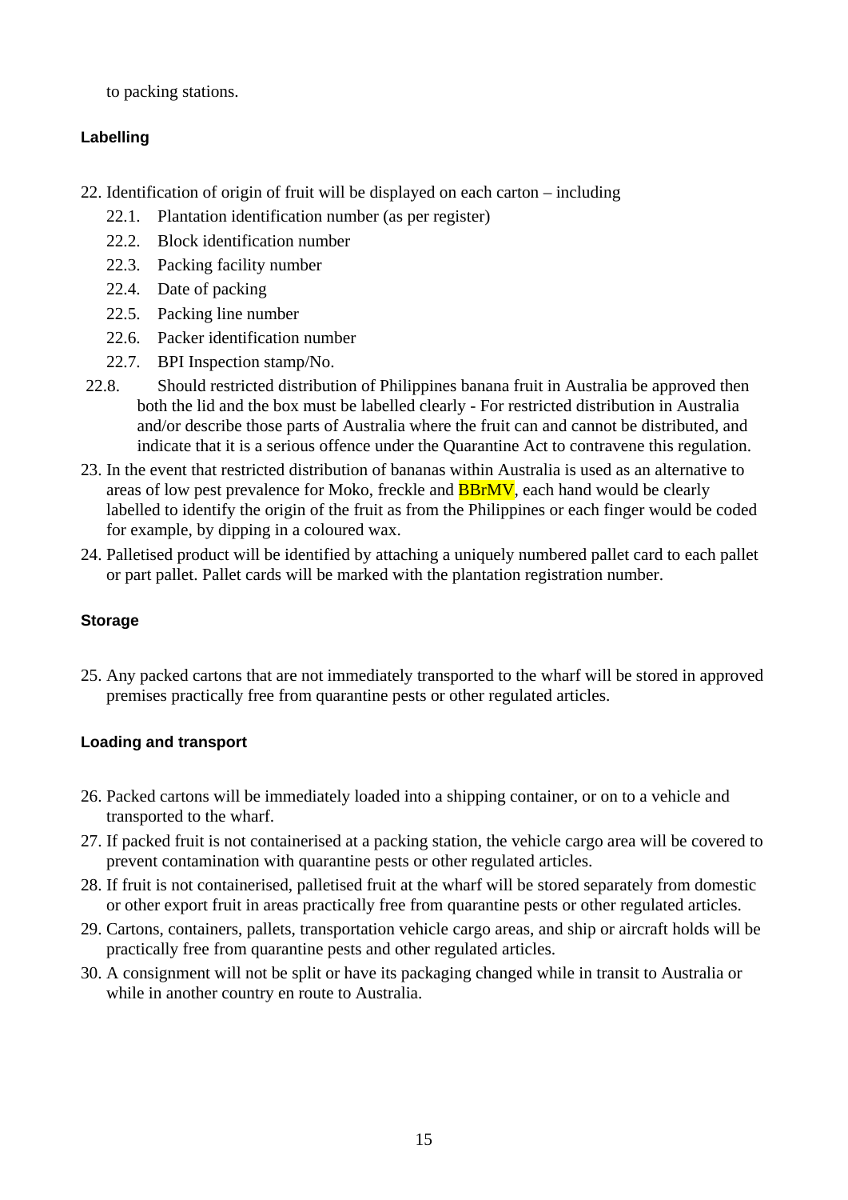to packing stations.

### Labelling

22. Identification of origin of fruit will be displayed on each carton – including
    - 22.1. Plantation identification number (as per register)
    - 22.2. Block identification number
    - 22.3. Packing facility number
    - 22.4. Date of packing
    - 22.5. Packing line number
    - 22.6. Packer identification number
    - 22.7. BPI Inspection stamp/No.
    - 22.8. Should restricted distribution of Philippines banana fruit in Australia be approved then both the lid and the box must be labelled clearly - For restricted distribution in Australia and/or describe those parts of Australia where the fruit can and cannot be distributed, and indicate that it is a serious offence under the Quarantine Act to contravene this regulation.
23. In the event that restricted distribution of bananas within Australia is used as an alternative to areas of low pest prevalence for Moko, freckle and BBrMV, each hand would be clearly labelled to identify the origin of the fruit as from the Philippines or each finger would be coded for example, by dipping in a coloured wax.
24. Palletised product will be identified by attaching a uniquely numbered pallet card to each pallet or part pallet. Pallet cards will be marked with the plantation registration number.

### Storage

25. Any packed cartons that are not immediately transported to the wharf will be stored in approved premises practically free from quarantine pests or other regulated articles.

### Loading and transport

26. Packed cartons will be immediately loaded into a shipping container, or on to a vehicle and transported to the wharf.
27. If packed fruit is not containerised at a packing station, the vehicle cargo area will be covered to prevent contamination with quarantine pests or other regulated articles.
28. If fruit is not containerised, palletised fruit at the wharf will be stored separately from domestic or other export fruit in areas practically free from quarantine pests or other regulated articles.
29. Cartons, containers, pallets, transportation vehicle cargo areas, and ship or aircraft holds will be practically free from quarantine pests and other regulated articles.
30. A consignment will not be split or have its packaging changed while in transit to Australia or while in another country en route to Australia.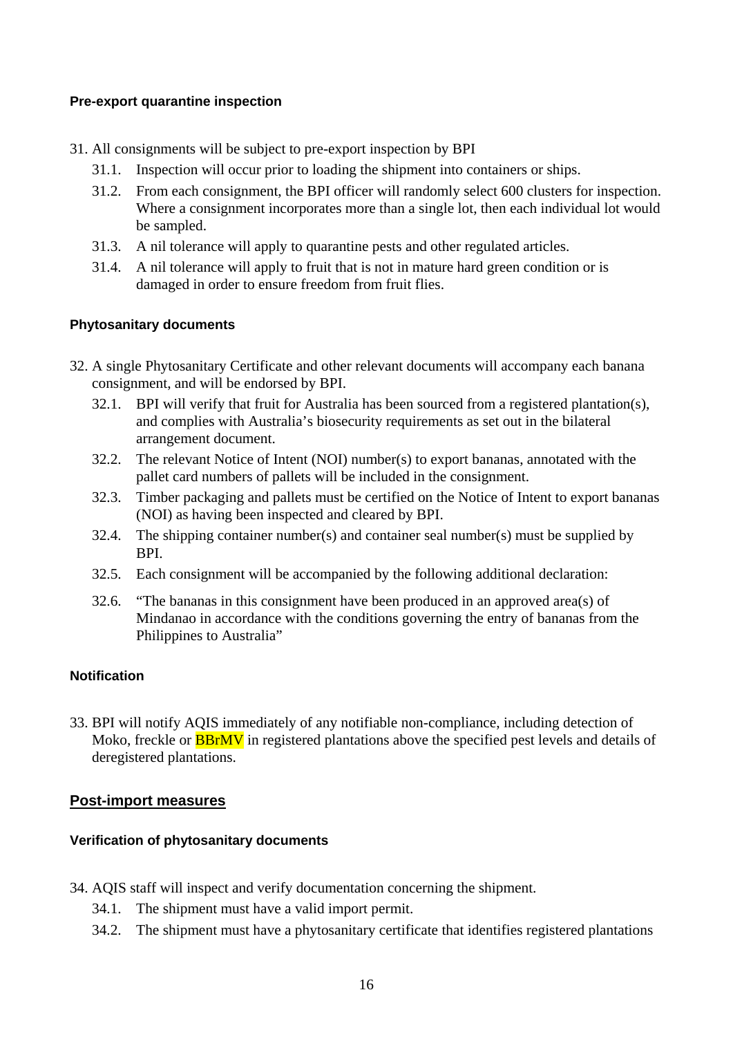#### Pre-export quarantine inspection

31. All consignments will be subject to pre-export inspection by BPI
    31.1. Inspection will occur prior to loading the shipment into containers or ships.
    31.2. From each consignment, the BPI officer will randomly select 600 clusters for inspection. Where a consignment incorporates more than a single lot, then each individual lot would be sampled.
    31.3. A nil tolerance will apply to quarantine pests and other regulated articles.
    31.4. A nil tolerance will apply to fruit that is not in mature hard green condition or is damaged in order to ensure freedom from fruit flies.

#### Phytosanitary documents

32. A single Phytosanitary Certificate and other relevant documents will accompany each banana consignment, and will be endorsed by BPI.
    32.1. BPI will verify that fruit for Australia has been sourced from a registered plantation(s), and complies with Australia's biosecurity requirements as set out in the bilateral arrangement document.
    32.2. The relevant Notice of Intent (NOI) number(s) to export bananas, annotated with the pallet card numbers of pallets will be included in the consignment.
    32.3. Timber packaging and pallets must be certified on the Notice of Intent to export bananas (NOI) as having been inspected and cleared by BPI.
    32.4. The shipping container number(s) and container seal number(s) must be supplied by BPI.
    32.5. Each consignment will be accompanied by the following additional declaration:
    32.6. "The bananas in this consignment have been produced in an approved area(s) of Mindanao in accordance with the conditions governing the entry of bananas from the Philippines to Australia"

#### Notification

33. BPI will notify AQIS immediately of any notifiable non-compliance, including detection of Moko, freckle or BBrMV in registered plantations above the specified pest levels and details of deregistered plantations.

### Post-import measures

#### Verification of phytosanitary documents

34. AQIS staff will inspect and verify documentation concerning the shipment.
    34.1. The shipment must have a valid import permit.
    34.2. The shipment must have a phytosanitary certificate that identifies registered plantations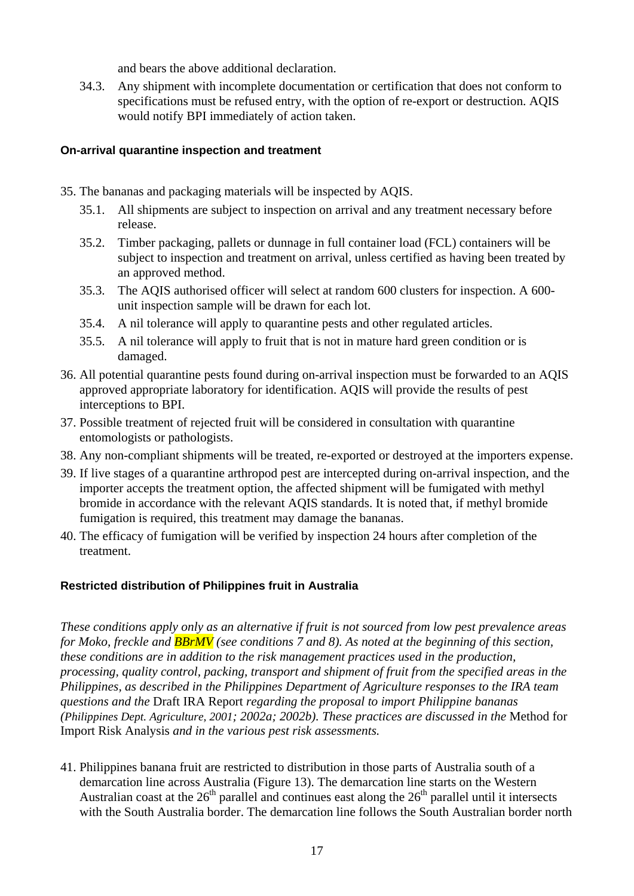and bears the above additional declaration.

34.3. Any shipment with incomplete documentation or certification that does not conform to specifications must be refused entry, with the option of re-export or destruction. AQIS would notify BPI immediately of action taken.

#### On-arrival quarantine inspection and treatment

35. The bananas and packaging materials will be inspected by AQIS.
    - 35.1. All shipments are subject to inspection on arrival and any treatment necessary before release.
    - 35.2. Timber packaging, pallets or dunnage in full container load (FCL) containers will be subject to inspection and treatment on arrival, unless certified as having been treated by an approved method.
    - 35.3. The AQIS authorised officer will select at random 600 clusters for inspection. A 600-unit inspection sample will be drawn for each lot.
    - 35.4. A nil tolerance will apply to quarantine pests and other regulated articles.
    - 35.5. A nil tolerance will apply to fruit that is not in mature hard green condition or is damaged.
36. All potential quarantine pests found during on-arrival inspection must be forwarded to an AQIS approved appropriate laboratory for identification. AQIS will provide the results of pest interceptions to BPI.
37. Possible treatment of rejected fruit will be considered in consultation with quarantine entomologists or pathologists.
38. Any non-compliant shipments will be treated, re-exported or destroyed at the importers expense.
39. If live stages of a quarantine arthropod pest are intercepted during on-arrival inspection, and the importer accepts the treatment option, the affected shipment will be fumigated with methyl bromide in accordance with the relevant AQIS standards. It is noted that, if methyl bromide fumigation is required, this treatment may damage the bananas.
40. The efficacy of fumigation will be verified by inspection 24 hours after completion of the treatment.

#### Restricted distribution of Philippines fruit in Australia

*These conditions apply only as an alternative if fruit is not sourced from low pest prevalence areas for Moko, freckle and BBrMV (see conditions 7 and 8). As noted at the beginning of this section, these conditions are in addition to the risk management practices used in the production, processing, quality control, packing, transport and shipment of fruit from the specified areas in the Philippines, as described in the Philippines Department of Agriculture responses to the IRA team questions and the* Draft IRA Report *regarding the proposal to import Philippine bananas (Philippines Dept. Agriculture, 2001; 2002a; 2002b). These practices are discussed in the* Method for Import Risk Analysis *and in the various pest risk assessments.*

41. Philippines banana fruit are restricted to distribution in those parts of Australia south of a demarcation line across Australia (Figure 13). The demarcation line starts on the Western Australian coast at the 26th parallel and continues east along the 26th parallel until it intersects with the South Australia border. The demarcation line follows the South Australian border north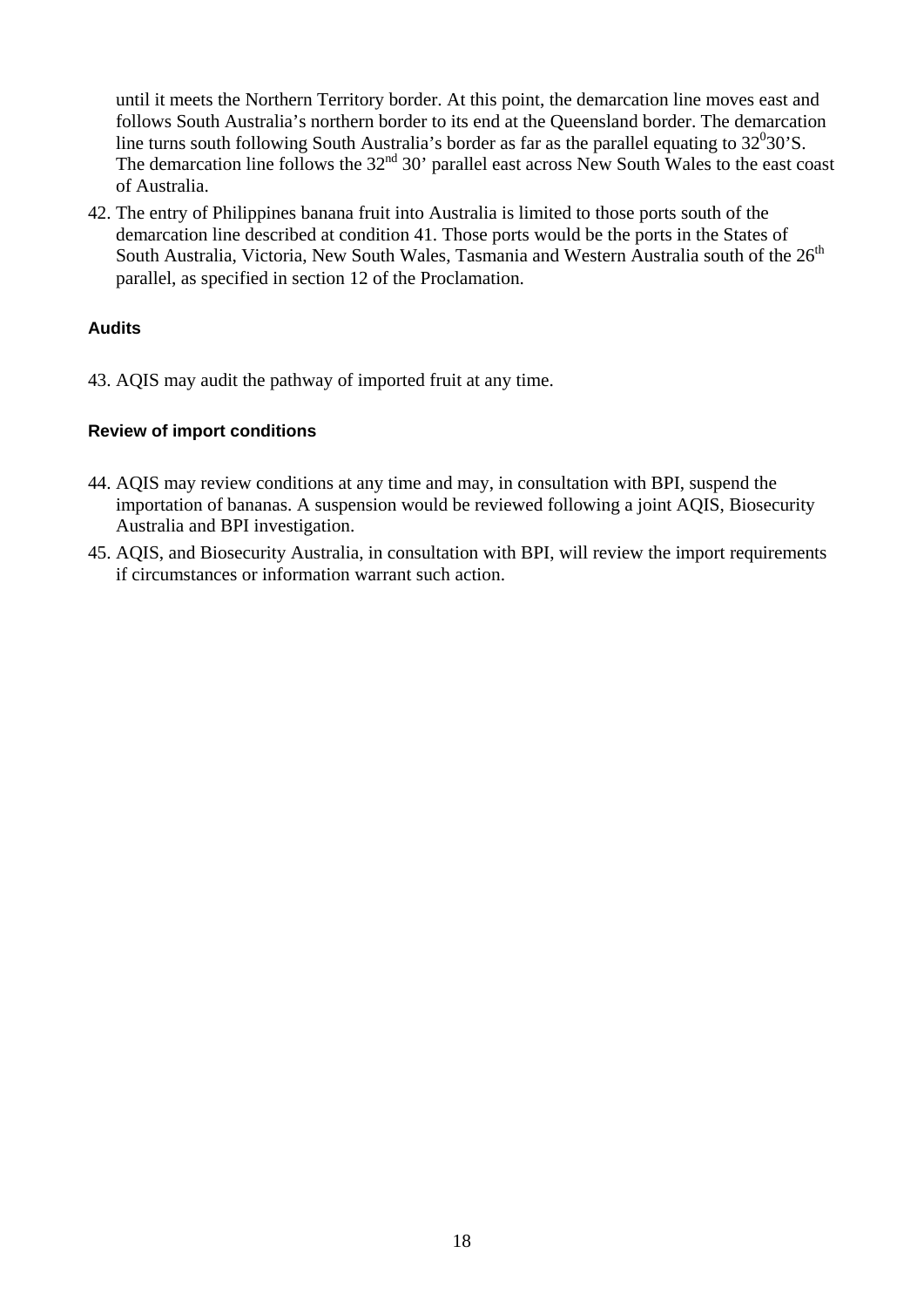until it meets the Northern Territory border. At this point, the demarcation line moves east and follows South Australia's northern border to its end at the Queensland border. The demarcation line turns south following South Australia's border as far as the parallel equating to $32^{0}30$'S. The demarcation line follows the $32^{nd}$ 30' parallel east across New South Wales to the east coast of Australia.

42. The entry of Philippines banana fruit into Australia is limited to those ports south of the demarcation line described at condition 41. Those ports would be the ports in the States of South Australia, Victoria, New South Wales, Tasmania and Western Australia south of the $26^{th}$ parallel, as specified in section 12 of the Proclamation.

### Audits

43. AQIS may audit the pathway of imported fruit at any time.

### Review of import conditions

44. AQIS may review conditions at any time and may, in consultation with BPI, suspend the importation of bananas. A suspension would be reviewed following a joint AQIS, Biosecurity Australia and BPI investigation.
45. AQIS, and Biosecurity Australia, in consultation with BPI, will review the import requirements if circumstances or information warrant such action.